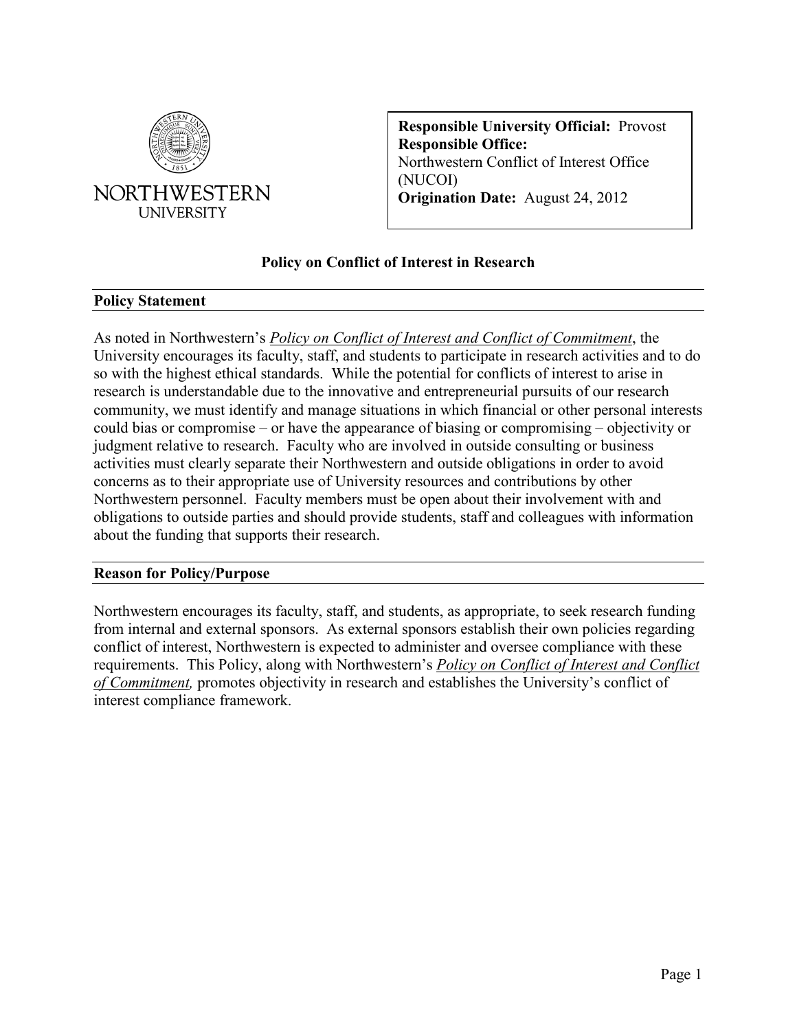NORTHWESTERN UNIVERSITY

**Responsible University Official:** Provost
**Responsible Office:**
Northwestern Conflict of Interest Office (NUCOI)
**Origination Date:** August 24, 2012

# Policy on Conflict of Interest in Research

## Policy Statement

As noted in Northwestern's *Policy on Conflict of Interest and Conflict of Commitment*, the University encourages its faculty, staff, and students to participate in research activities and to do so with the highest ethical standards. While the potential for conflicts of interest to arise in research is understandable due to the innovative and entrepreneurial pursuits of our research community, we must identify and manage situations in which financial or other personal interests could bias or compromise – or have the appearance of biasing or compromising – objectivity or judgment relative to research. Faculty who are involved in outside consulting or business activities must clearly separate their Northwestern and outside obligations in order to avoid concerns as to their appropriate use of University resources and contributions by other Northwestern personnel. Faculty members must be open about their involvement with and obligations to outside parties and should provide students, staff and colleagues with information about the funding that supports their research.

## Reason for Policy/Purpose

Northwestern encourages its faculty, staff, and students, as appropriate, to seek research funding from internal and external sponsors. As external sponsors establish their own policies regarding conflict of interest, Northwestern is expected to administer and oversee compliance with these requirements. This Policy, along with Northwestern's *Policy on Conflict of Interest and Conflict of Commitment,* promotes objectivity in research and establishes the University's conflict of interest compliance framework.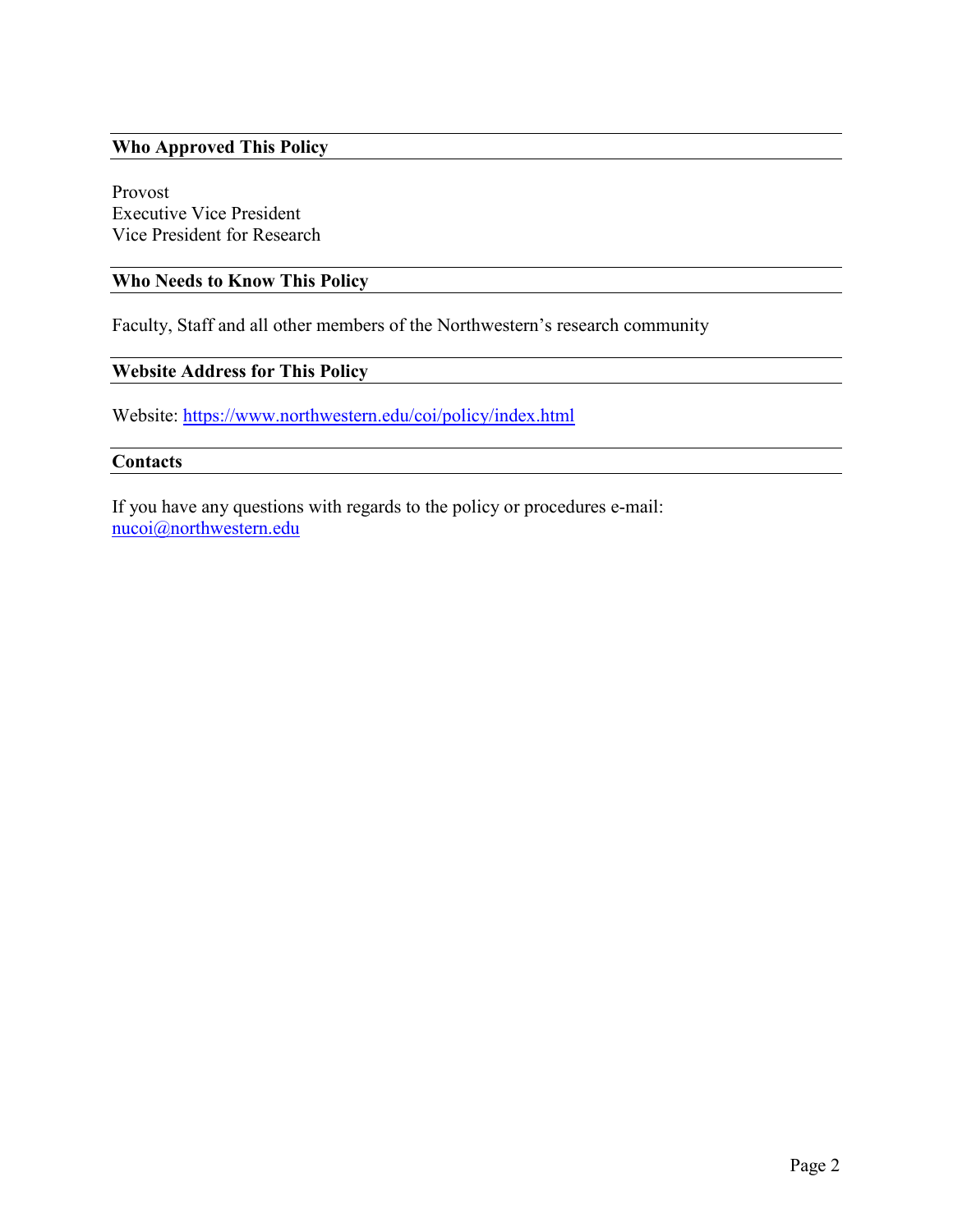## Who Approved This Policy

Provost
Executive Vice President
Vice President for Research

## Who Needs to Know This Policy

Faculty, Staff and all other members of the Northwestern's research community

## Website Address for This Policy

Website: [https://www.northwestern.edu/coi/policy/index.html](https://www.northwestern.edu/coi/policy/index.html)

## Contacts

If you have any questions with regards to the policy or procedures e-mail:
[nucoi@northwestern.edu](mailto:nucoi@northwestern.edu)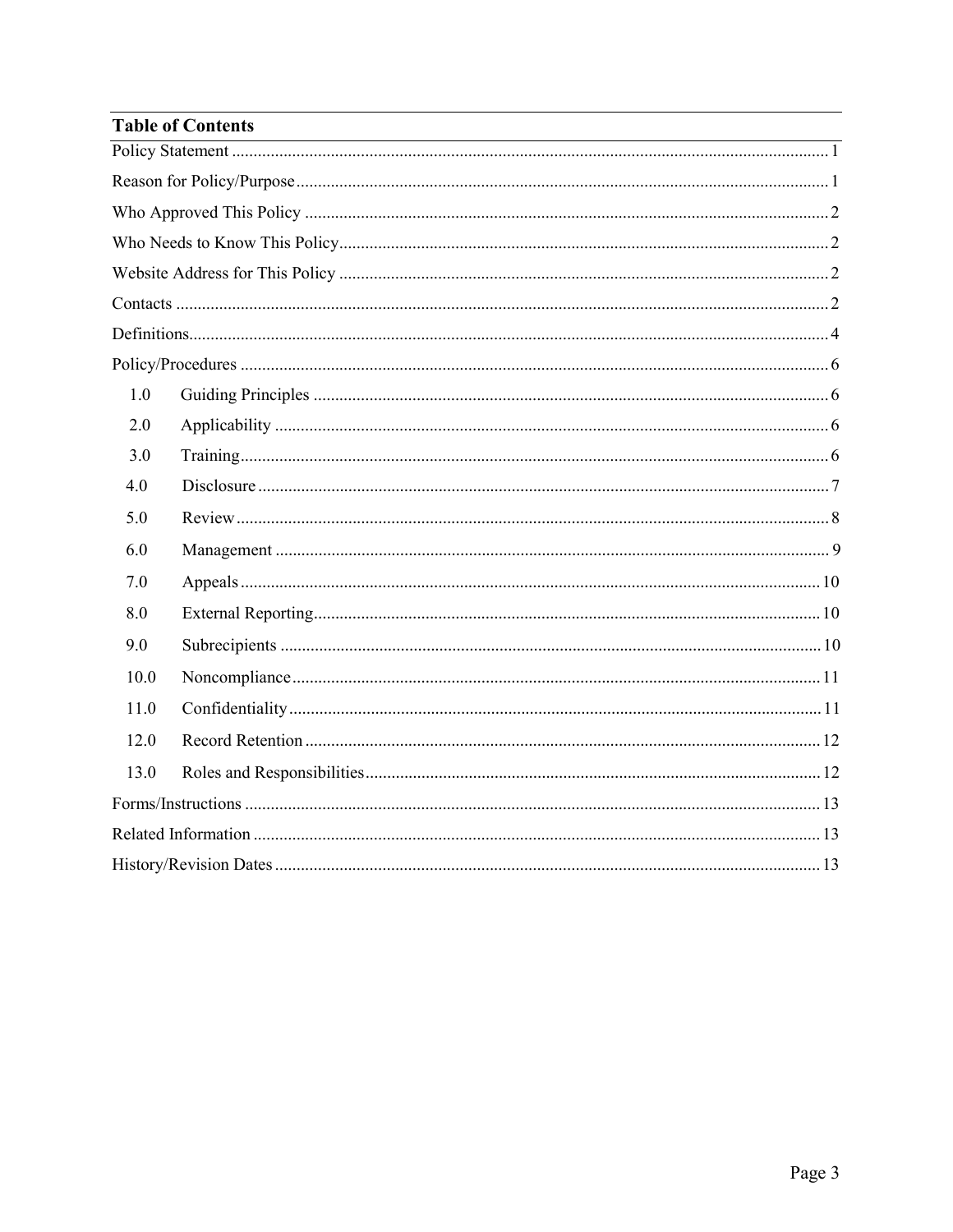## Table of Contents

- Policy Statement ........ 1
- Reason for Policy/Purpose ........ 1
- Who Approved This Policy ........ 2
- Who Needs to Know This Policy ........ 2
- Website Address for This Policy ........ 2
- Contacts ........ 2
- Definitions ........ 4
- Policy/Procedures ........ 6
  - 1.0 Guiding Principles ........ 6
  - 2.0 Applicability ........ 6
  - 3.0 Training ........ 6
  - 4.0 Disclosure ........ 7
  - 5.0 Review ........ 8
  - 6.0 Management ........ 9
  - 7.0 Appeals ........ 10
  - 8.0 External Reporting ........ 10
  - 9.0 Subrecipients ........ 10
  - 10.0 Noncompliance ........ 11
  - 11.0 Confidentiality ........ 11
  - 12.0 Record Retention ........ 12
  - 13.0 Roles and Responsibilities ........ 12
- Forms/Instructions ........ 13
- Related Information ........ 13
- History/Revision Dates ........ 13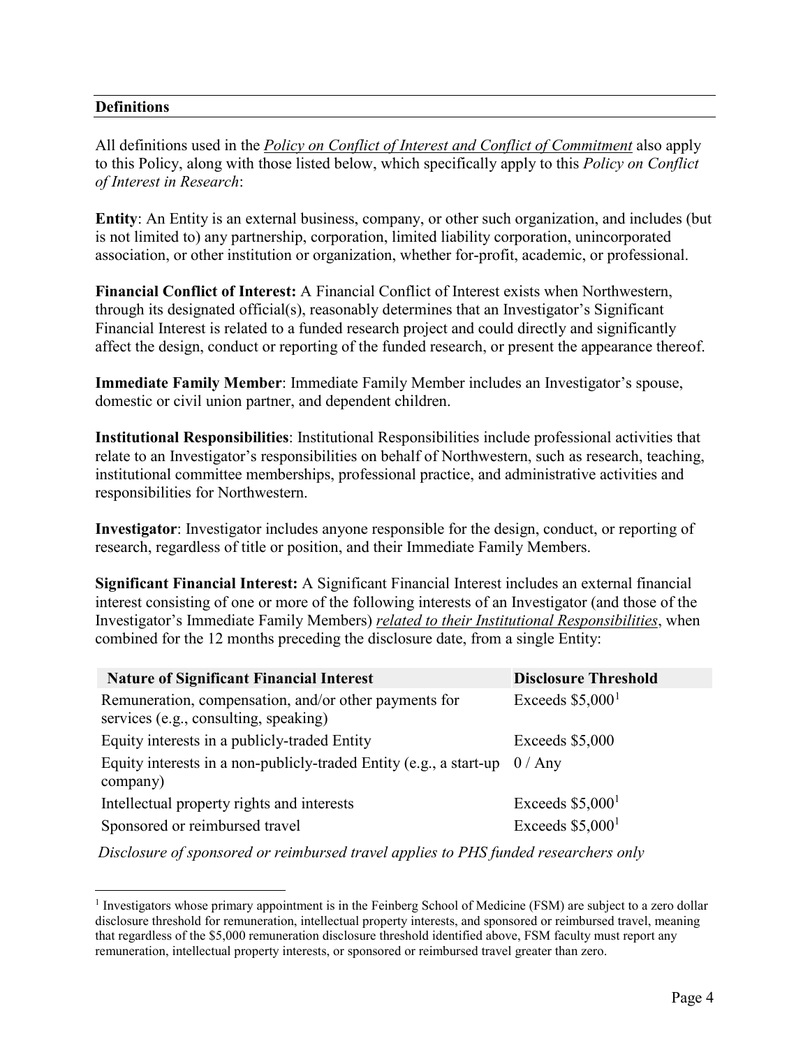## Definitions

All definitions used in the ***Policy on Conflict of Interest and Conflict of Commitment*** also apply to this Policy, along with those listed below, which specifically apply to this *Policy on Conflict of Interest in Research*:

**Entity**: An Entity is an external business, company, or other such organization, and includes (but is not limited to) any partnership, corporation, limited liability corporation, unincorporated association, or other institution or organization, whether for-profit, academic, or professional.

**Financial Conflict of Interest:** A Financial Conflict of Interest exists when Northwestern, through its designated official(s), reasonably determines that an Investigator's Significant Financial Interest is related to a funded research project and could directly and significantly affect the design, conduct or reporting of the funded research, or present the appearance thereof.

**Immediate Family Member**: Immediate Family Member includes an Investigator's spouse, domestic or civil union partner, and dependent children.

**Institutional Responsibilities**: Institutional Responsibilities include professional activities that relate to an Investigator's responsibilities on behalf of Northwestern, such as research, teaching, institutional committee memberships, professional practice, and administrative activities and responsibilities for Northwestern.

**Investigator**: Investigator includes anyone responsible for the design, conduct, or reporting of research, regardless of title or position, and their Immediate Family Members.

**Significant Financial Interest:** A Significant Financial Interest includes an external financial interest consisting of one or more of the following interests of an Investigator (and those of the Investigator's Immediate Family Members) ***related to their Institutional Responsibilities***, when combined for the 12 months preceding the disclosure date, from a single Entity:

| Nature of Significant Financial Interest | Disclosure Threshold |
| --- | --- |
| Remuneration, compensation, and/or other payments for services (e.g., consulting, speaking) | Exceeds $5,000[1] |
| Equity interests in a publicly-traded Entity | Exceeds $5,000 |
| Equity interests in a non-publicly-traded Entity (e.g., a start-up company) | 0 / Any |
| Intellectual property rights and interests | Exceeds $5,000[1] |
| Sponsored or reimbursed travel | Exceeds $5,000[1] |

*Disclosure of sponsored or reimbursed travel applies to PHS funded researchers only*

[1] Investigators whose primary appointment is in the Feinberg School of Medicine (FSM) are subject to a zero dollar disclosure threshold for remuneration, intellectual property interests, and sponsored or reimbursed travel, meaning that regardless of the $5,000 remuneration disclosure threshold identified above, FSM faculty must report any remuneration, intellectual property interests, or sponsored or reimbursed travel greater than zero.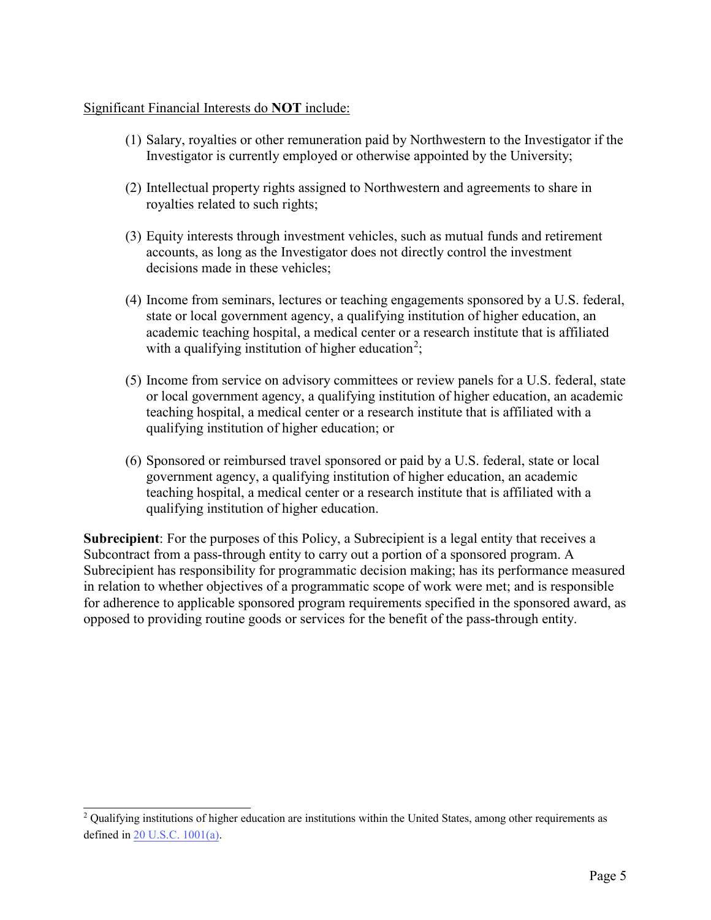<u>Significant Financial Interests do **NOT** include:</u>

(1) Salary, royalties or other remuneration paid by Northwestern to the Investigator if the Investigator is currently employed or otherwise appointed by the University;

(2) Intellectual property rights assigned to Northwestern and agreements to share in royalties related to such rights;

(3) Equity interests through investment vehicles, such as mutual funds and retirement accounts, as long as the Investigator does not directly control the investment decisions made in these vehicles;

(4) Income from seminars, lectures or teaching engagements sponsored by a U.S. federal, state or local government agency, a qualifying institution of higher education, an academic teaching hospital, a medical center or a research institute that is affiliated with a qualifying institution of higher education[2];

(5) Income from service on advisory committees or review panels for a U.S. federal, state or local government agency, a qualifying institution of higher education, an academic teaching hospital, a medical center or a research institute that is affiliated with a qualifying institution of higher education; or

(6) Sponsored or reimbursed travel sponsored or paid by a U.S. federal, state or local government agency, a qualifying institution of higher education, an academic teaching hospital, a medical center or a research institute that is affiliated with a qualifying institution of higher education.

**Subrecipient**: For the purposes of this Policy, a Subrecipient is a legal entity that receives a Subcontract from a pass-through entity to carry out a portion of a sponsored program. A Subrecipient has responsibility for programmatic decision making; has its performance measured in relation to whether objectives of a programmatic scope of work were met; and is responsible for adherence to applicable sponsored program requirements specified in the sponsored award, as opposed to providing routine goods or services for the benefit of the pass-through entity.

---

[2] Qualifying institutions of higher education are institutions within the United States, among other requirements as defined in [20 U.S.C. 1001(a)](20 U.S.C. 1001(a)).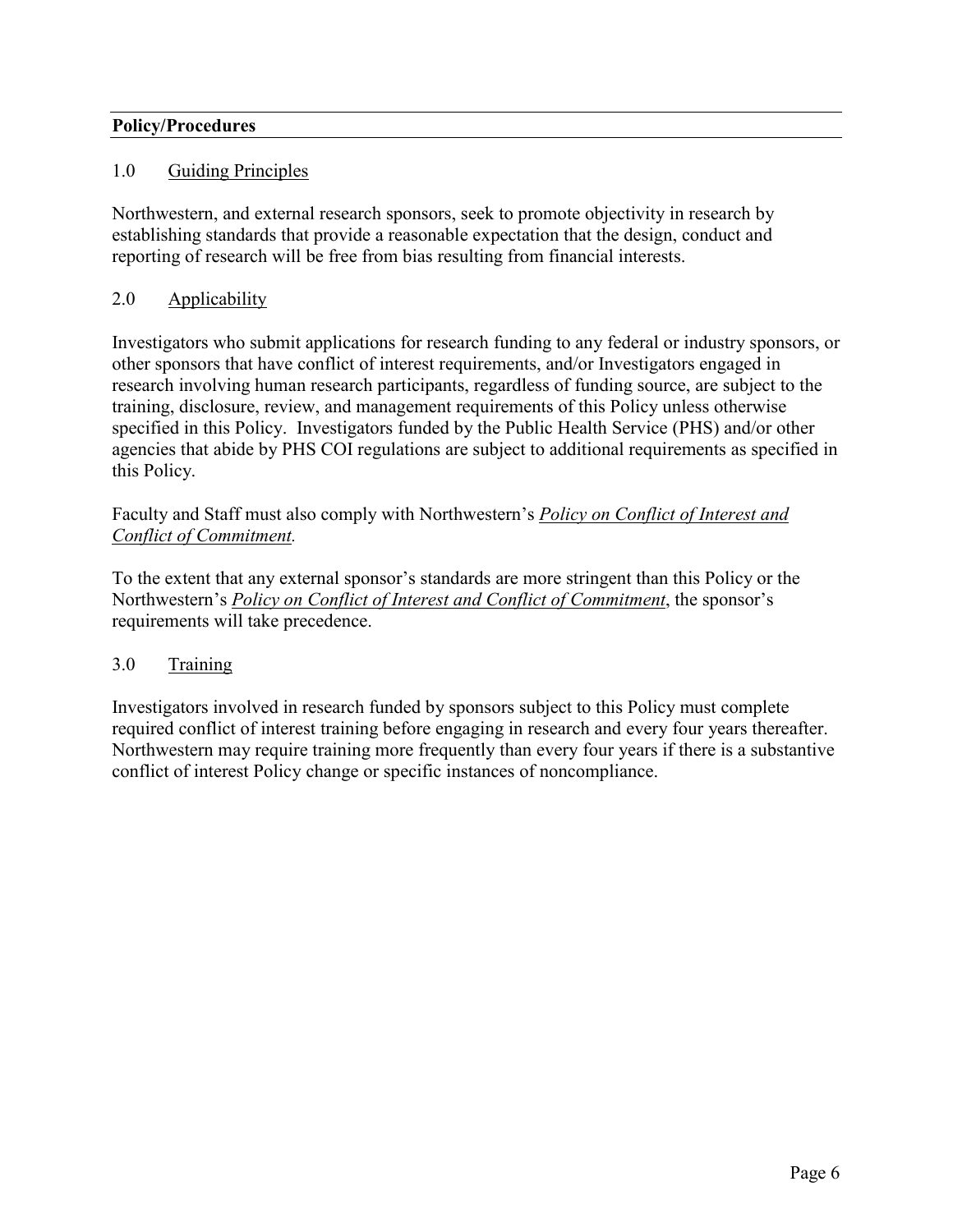**Policy/Procedures**

## 1.0 Guiding Principles

Northwestern, and external research sponsors, seek to promote objectivity in research by establishing standards that provide a reasonable expectation that the design, conduct and reporting of research will be free from bias resulting from financial interests.

## 2.0 Applicability

Investigators who submit applications for research funding to any federal or industry sponsors, or other sponsors that have conflict of interest requirements, and/or Investigators engaged in research involving human research participants, regardless of funding source, are subject to the training, disclosure, review, and management requirements of this Policy unless otherwise specified in this Policy. Investigators funded by the Public Health Service (PHS) and/or other agencies that abide by PHS COI regulations are subject to additional requirements as specified in this Policy.

Faculty and Staff must also comply with Northwestern's *Policy on Conflict of Interest and Conflict of Commitment.*

To the extent that any external sponsor's standards are more stringent than this Policy or the Northwestern's *Policy on Conflict of Interest and Conflict of Commitment*, the sponsor's requirements will take precedence.

## 3.0 Training

Investigators involved in research funded by sponsors subject to this Policy must complete required conflict of interest training before engaging in research and every four years thereafter. Northwestern may require training more frequently than every four years if there is a substantive conflict of interest Policy change or specific instances of noncompliance.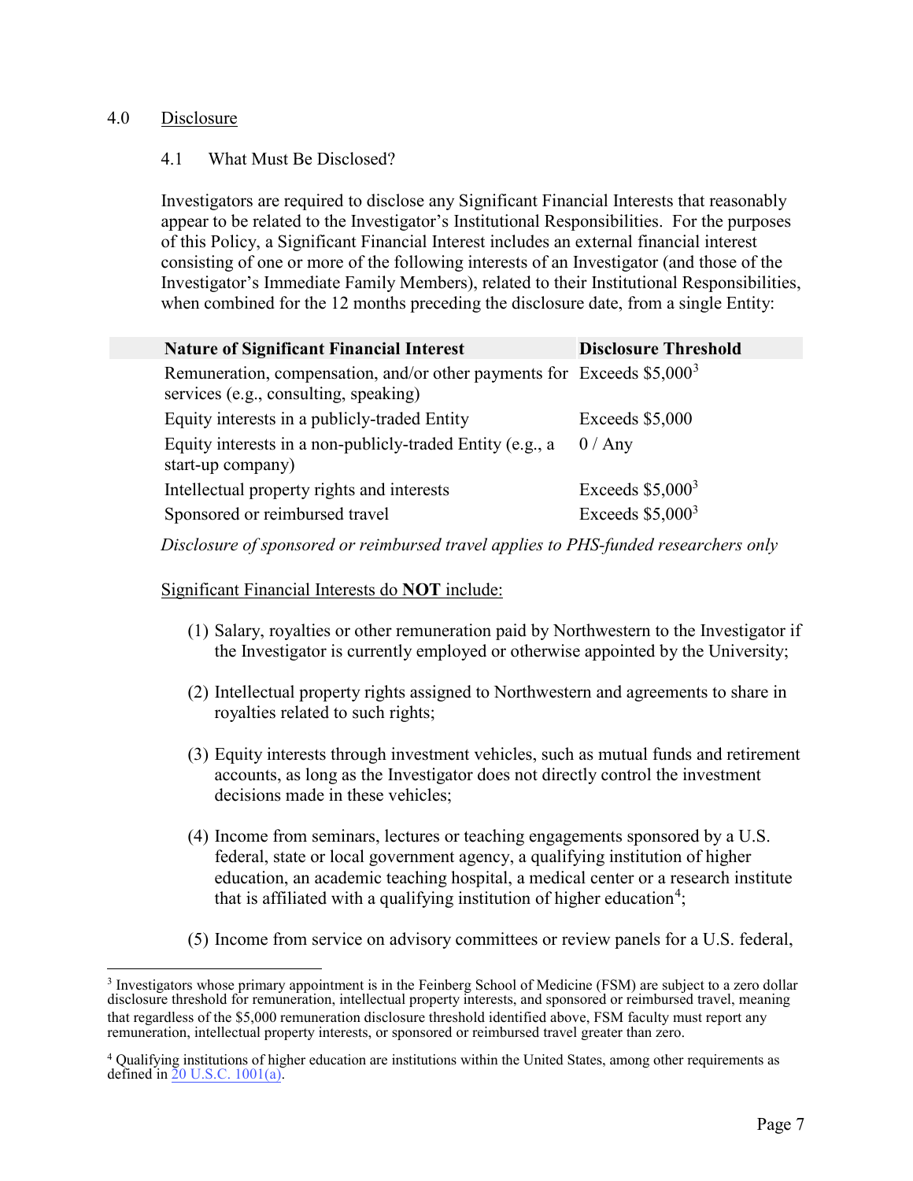## 4.0 Disclosure

### 4.1 What Must Be Disclosed?

Investigators are required to disclose any Significant Financial Interests that reasonably appear to be related to the Investigator's Institutional Responsibilities. For the purposes of this Policy, a Significant Financial Interest includes an external financial interest consisting of one or more of the following interests of an Investigator (and those of the Investigator's Immediate Family Members), related to their Institutional Responsibilities, when combined for the 12 months preceding the disclosure date, from a single Entity:

| Nature of Significant Financial Interest | Disclosure Threshold |
|---|---|
| Remuneration, compensation, and/or other payments for services (e.g., consulting, speaking) | Exceeds $5,000[3] |
| Equity interests in a publicly-traded Entity | Exceeds $5,000 |
| Equity interests in a non-publicly-traded Entity (e.g., a start-up company) | 0 / Any |
| Intellectual property rights and interests | Exceeds $5,000[3] |
| Sponsored or reimbursed travel | Exceeds $5,000[3] |

*Disclosure of sponsored or reimbursed travel applies to PHS-funded researchers only*

Significant Financial Interests do **NOT** include:

(1) Salary, royalties or other remuneration paid by Northwestern to the Investigator if the Investigator is currently employed or otherwise appointed by the University;

(2) Intellectual property rights assigned to Northwestern and agreements to share in royalties related to such rights;

(3) Equity interests through investment vehicles, such as mutual funds and retirement accounts, as long as the Investigator does not directly control the investment decisions made in these vehicles;

(4) Income from seminars, lectures or teaching engagements sponsored by a U.S. federal, state or local government agency, a qualifying institution of higher education, an academic teaching hospital, a medical center or a research institute that is affiliated with a qualifying institution of higher education[4];

(5) Income from service on advisory committees or review panels for a U.S. federal,

---

[3] Investigators whose primary appointment is in the Feinberg School of Medicine (FSM) are subject to a zero dollar disclosure threshold for remuneration, intellectual property interests, and sponsored or reimbursed travel, meaning that regardless of the $5,000 remuneration disclosure threshold identified above, FSM faculty must report any remuneration, intellectual property interests, or sponsored or reimbursed travel greater than zero.

[4] Qualifying institutions of higher education are institutions within the United States, among other requirements as defined in [20 U.S.C. 1001(a)](#).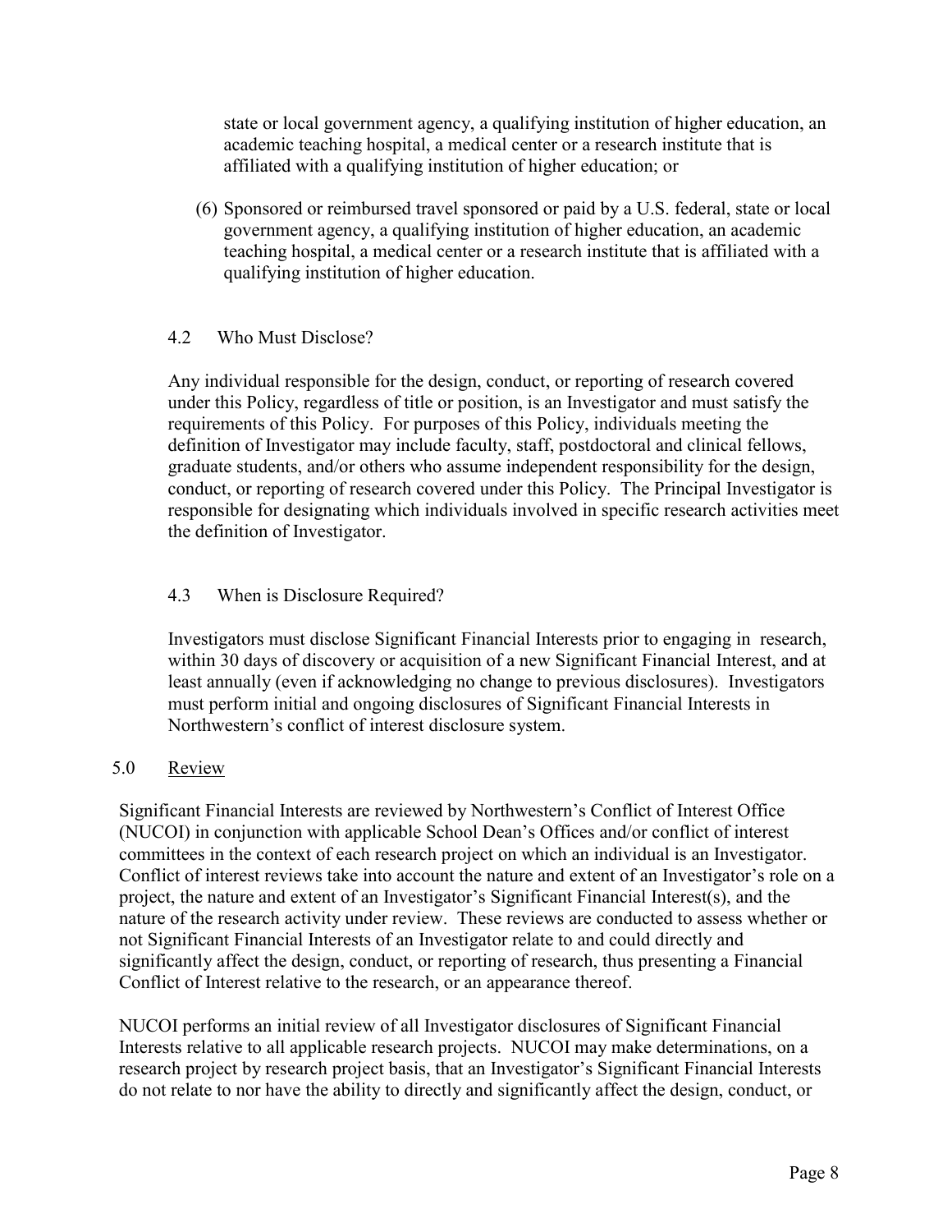state or local government agency, a qualifying institution of higher education, an academic teaching hospital, a medical center or a research institute that is affiliated with a qualifying institution of higher education; or

(6) Sponsored or reimbursed travel sponsored or paid by a U.S. federal, state or local government agency, a qualifying institution of higher education, an academic teaching hospital, a medical center or a research institute that is affiliated with a qualifying institution of higher education.

### 4.2 Who Must Disclose?

Any individual responsible for the design, conduct, or reporting of research covered under this Policy, regardless of title or position, is an Investigator and must satisfy the requirements of this Policy. For purposes of this Policy, individuals meeting the definition of Investigator may include faculty, staff, postdoctoral and clinical fellows, graduate students, and/or others who assume independent responsibility for the design, conduct, or reporting of research covered under this Policy. The Principal Investigator is responsible for designating which individuals involved in specific research activities meet the definition of Investigator.

### 4.3 When is Disclosure Required?

Investigators must disclose Significant Financial Interests prior to engaging in research, within 30 days of discovery or acquisition of a new Significant Financial Interest, and at least annually (even if acknowledging no change to previous disclosures). Investigators must perform initial and ongoing disclosures of Significant Financial Interests in Northwestern's conflict of interest disclosure system.

## 5.0 Review

Significant Financial Interests are reviewed by Northwestern's Conflict of Interest Office (NUCOI) in conjunction with applicable School Dean's Offices and/or conflict of interest committees in the context of each research project on which an individual is an Investigator. Conflict of interest reviews take into account the nature and extent of an Investigator's role on a project, the nature and extent of an Investigator's Significant Financial Interest(s), and the nature of the research activity under review. These reviews are conducted to assess whether or not Significant Financial Interests of an Investigator relate to and could directly and significantly affect the design, conduct, or reporting of research, thus presenting a Financial Conflict of Interest relative to the research, or an appearance thereof.

NUCOI performs an initial review of all Investigator disclosures of Significant Financial Interests relative to all applicable research projects. NUCOI may make determinations, on a research project by research project basis, that an Investigator's Significant Financial Interests do not relate to nor have the ability to directly and significantly affect the design, conduct, or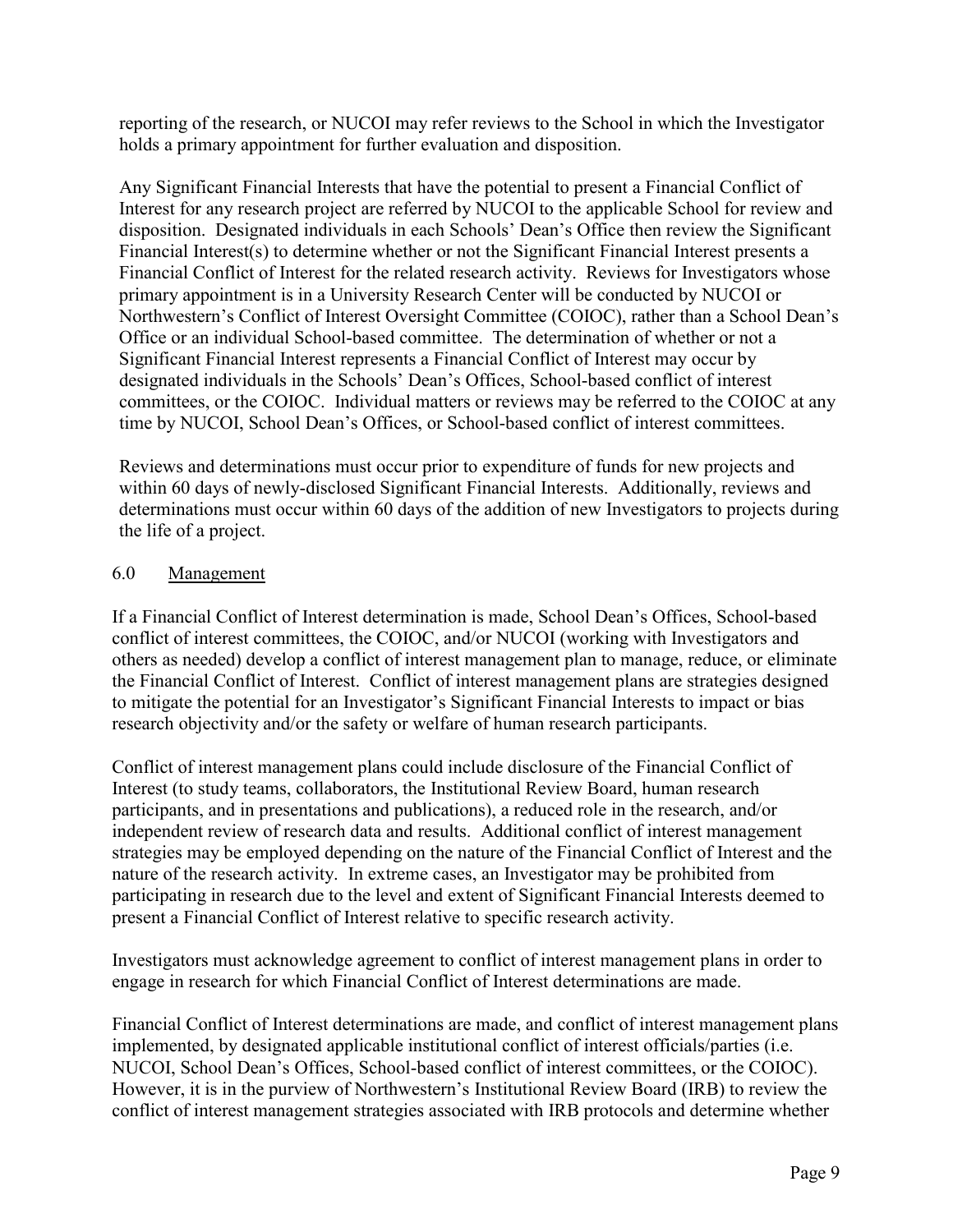reporting of the research, or NUCOI may refer reviews to the School in which the Investigator holds a primary appointment for further evaluation and disposition.

Any Significant Financial Interests that have the potential to present a Financial Conflict of Interest for any research project are referred by NUCOI to the applicable School for review and disposition. Designated individuals in each Schools' Dean's Office then review the Significant Financial Interest(s) to determine whether or not the Significant Financial Interest presents a Financial Conflict of Interest for the related research activity. Reviews for Investigators whose primary appointment is in a University Research Center will be conducted by NUCOI or Northwestern's Conflict of Interest Oversight Committee (COIOC), rather than a School Dean's Office or an individual School-based committee. The determination of whether or not a Significant Financial Interest represents a Financial Conflict of Interest may occur by designated individuals in the Schools' Dean's Offices, School-based conflict of interest committees, or the COIOC. Individual matters or reviews may be referred to the COIOC at any time by NUCOI, School Dean's Offices, or School-based conflict of interest committees.

Reviews and determinations must occur prior to expenditure of funds for new projects and within 60 days of newly-disclosed Significant Financial Interests. Additionally, reviews and determinations must occur within 60 days of the addition of new Investigators to projects during the life of a project.

## 6.0 Management

If a Financial Conflict of Interest determination is made, School Dean's Offices, School-based conflict of interest committees, the COIOC, and/or NUCOI (working with Investigators and others as needed) develop a conflict of interest management plan to manage, reduce, or eliminate the Financial Conflict of Interest. Conflict of interest management plans are strategies designed to mitigate the potential for an Investigator's Significant Financial Interests to impact or bias research objectivity and/or the safety or welfare of human research participants.

Conflict of interest management plans could include disclosure of the Financial Conflict of Interest (to study teams, collaborators, the Institutional Review Board, human research participants, and in presentations and publications), a reduced role in the research, and/or independent review of research data and results. Additional conflict of interest management strategies may be employed depending on the nature of the Financial Conflict of Interest and the nature of the research activity. In extreme cases, an Investigator may be prohibited from participating in research due to the level and extent of Significant Financial Interests deemed to present a Financial Conflict of Interest relative to specific research activity.

Investigators must acknowledge agreement to conflict of interest management plans in order to engage in research for which Financial Conflict of Interest determinations are made.

Financial Conflict of Interest determinations are made, and conflict of interest management plans implemented, by designated applicable institutional conflict of interest officials/parties (i.e. NUCOI, School Dean's Offices, School-based conflict of interest committees, or the COIOC). However, it is in the purview of Northwestern's Institutional Review Board (IRB) to review the conflict of interest management strategies associated with IRB protocols and determine whether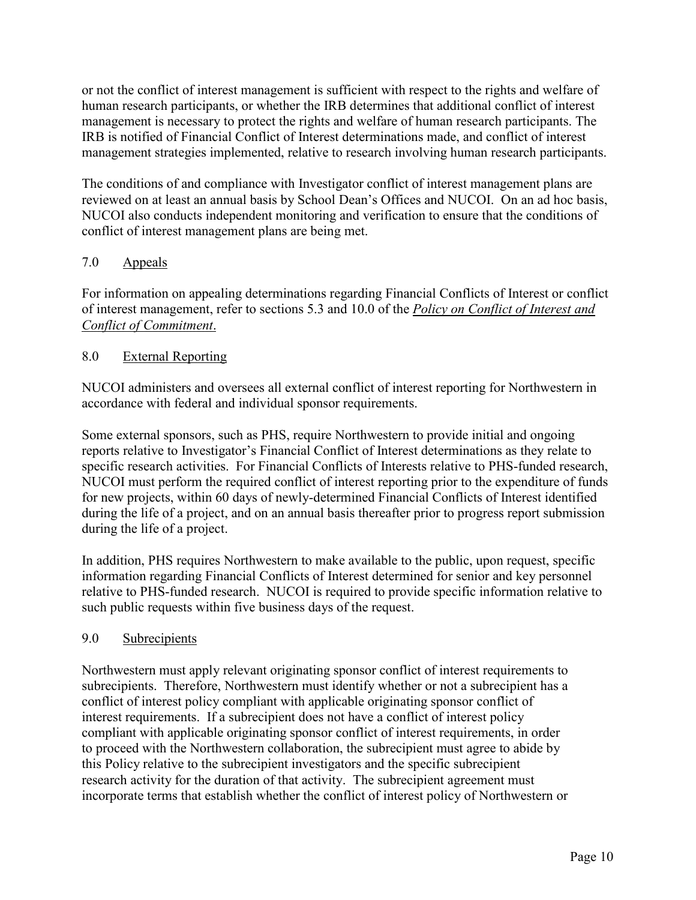or not the conflict of interest management is sufficient with respect to the rights and welfare of human research participants, or whether the IRB determines that additional conflict of interest management is necessary to protect the rights and welfare of human research participants. The IRB is notified of Financial Conflict of Interest determinations made, and conflict of interest management strategies implemented, relative to research involving human research participants.

The conditions of and compliance with Investigator conflict of interest management plans are reviewed on at least an annual basis by School Dean's Offices and NUCOI. On an ad hoc basis, NUCOI also conducts independent monitoring and verification to ensure that the conditions of conflict of interest management plans are being met.

## 7.0 Appeals

For information on appealing determinations regarding Financial Conflicts of Interest or conflict of interest management, refer to sections 5.3 and 10.0 of the ***Policy on Conflict of Interest and Conflict of Commitment***.

## 8.0 External Reporting

NUCOI administers and oversees all external conflict of interest reporting for Northwestern in accordance with federal and individual sponsor requirements.

Some external sponsors, such as PHS, require Northwestern to provide initial and ongoing reports relative to Investigator's Financial Conflict of Interest determinations as they relate to specific research activities. For Financial Conflicts of Interests relative to PHS-funded research, NUCOI must perform the required conflict of interest reporting prior to the expenditure of funds for new projects, within 60 days of newly-determined Financial Conflicts of Interest identified during the life of a project, and on an annual basis thereafter prior to progress report submission during the life of a project.

In addition, PHS requires Northwestern to make available to the public, upon request, specific information regarding Financial Conflicts of Interest determined for senior and key personnel relative to PHS-funded research. NUCOI is required to provide specific information relative to such public requests within five business days of the request.

## 9.0 Subrecipients

Northwestern must apply relevant originating sponsor conflict of interest requirements to subrecipients. Therefore, Northwestern must identify whether or not a subrecipient has a conflict of interest policy compliant with applicable originating sponsor conflict of interest requirements. If a subrecipient does not have a conflict of interest policy compliant with applicable originating sponsor conflict of interest requirements, in order to proceed with the Northwestern collaboration, the subrecipient must agree to abide by this Policy relative to the subrecipient investigators and the specific subrecipient research activity for the duration of that activity. The subrecipient agreement must incorporate terms that establish whether the conflict of interest policy of Northwestern or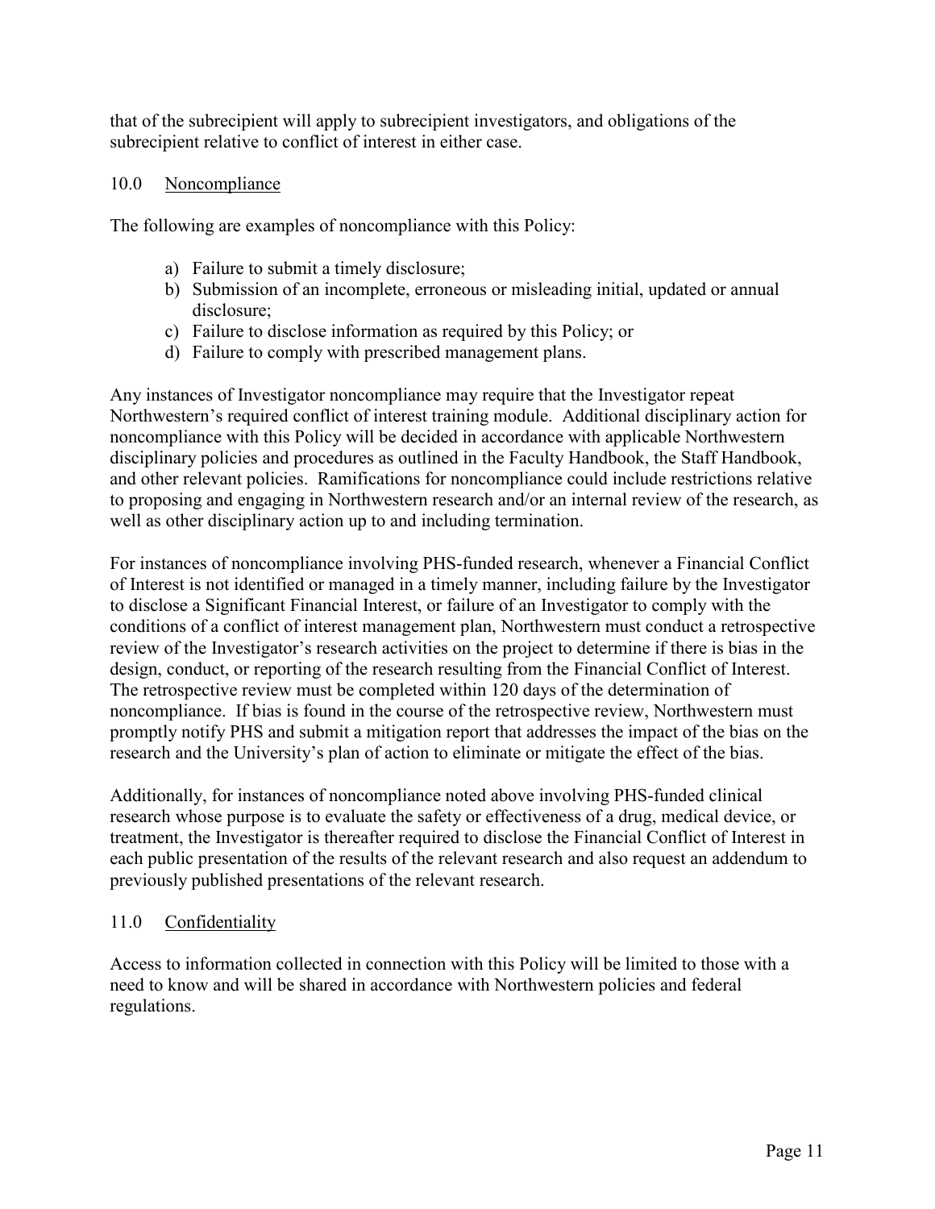that of the subrecipient will apply to subrecipient investigators, and obligations of the subrecipient relative to conflict of interest in either case.

## 10.0 Noncompliance

The following are examples of noncompliance with this Policy:

a) Failure to submit a timely disclosure;
b) Submission of an incomplete, erroneous or misleading initial, updated or annual disclosure;
c) Failure to disclose information as required by this Policy; or
d) Failure to comply with prescribed management plans.

Any instances of Investigator noncompliance may require that the Investigator repeat Northwestern's required conflict of interest training module. Additional disciplinary action for noncompliance with this Policy will be decided in accordance with applicable Northwestern disciplinary policies and procedures as outlined in the Faculty Handbook, the Staff Handbook, and other relevant policies. Ramifications for noncompliance could include restrictions relative to proposing and engaging in Northwestern research and/or an internal review of the research, as well as other disciplinary action up to and including termination.

For instances of noncompliance involving PHS-funded research, whenever a Financial Conflict of Interest is not identified or managed in a timely manner, including failure by the Investigator to disclose a Significant Financial Interest, or failure of an Investigator to comply with the conditions of a conflict of interest management plan, Northwestern must conduct a retrospective review of the Investigator's research activities on the project to determine if there is bias in the design, conduct, or reporting of the research resulting from the Financial Conflict of Interest. The retrospective review must be completed within 120 days of the determination of noncompliance. If bias is found in the course of the retrospective review, Northwestern must promptly notify PHS and submit a mitigation report that addresses the impact of the bias on the research and the University's plan of action to eliminate or mitigate the effect of the bias.

Additionally, for instances of noncompliance noted above involving PHS-funded clinical research whose purpose is to evaluate the safety or effectiveness of a drug, medical device, or treatment, the Investigator is thereafter required to disclose the Financial Conflict of Interest in each public presentation of the results of the relevant research and also request an addendum to previously published presentations of the relevant research.

## 11.0 Confidentiality

Access to information collected in connection with this Policy will be limited to those with a need to know and will be shared in accordance with Northwestern policies and federal regulations.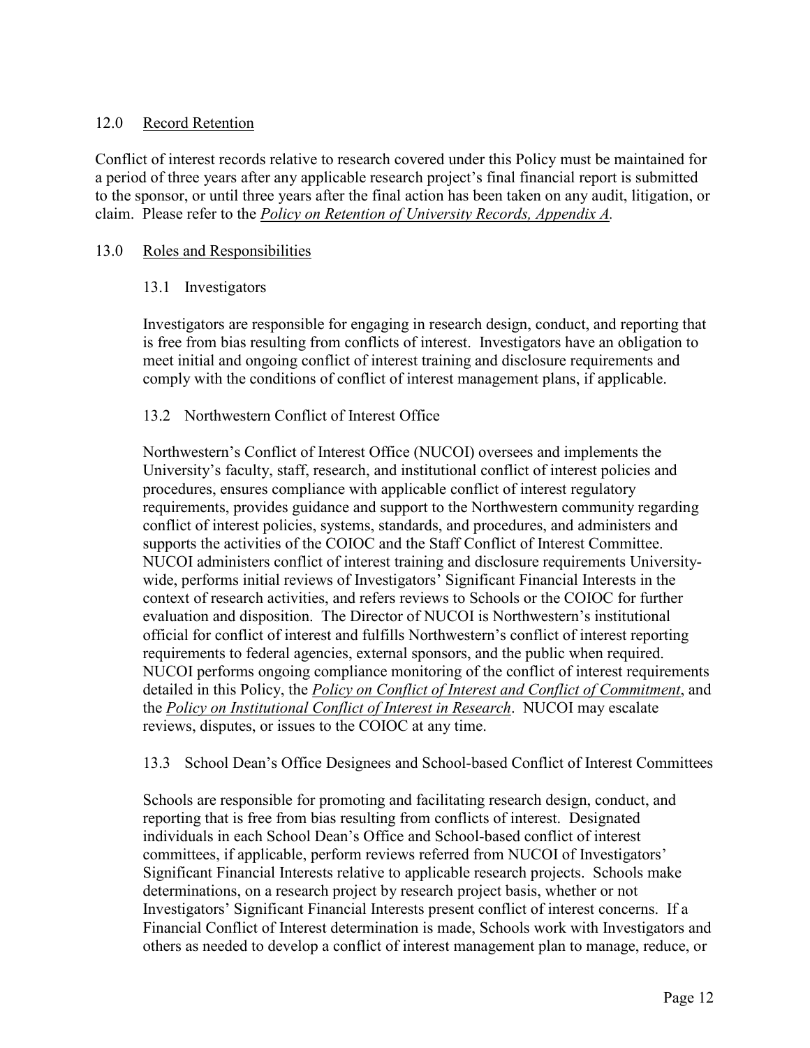## 12.0 Record Retention

Conflict of interest records relative to research covered under this Policy must be maintained for a period of three years after any applicable research project's final financial report is submitted to the sponsor, or until three years after the final action has been taken on any audit, litigation, or claim. Please refer to the *Policy on Retention of University Records, Appendix A*.

## 13.0 Roles and Responsibilities

### 13.1 Investigators

Investigators are responsible for engaging in research design, conduct, and reporting that is free from bias resulting from conflicts of interest. Investigators have an obligation to meet initial and ongoing conflict of interest training and disclosure requirements and comply with the conditions of conflict of interest management plans, if applicable.

### 13.2 Northwestern Conflict of Interest Office

Northwestern's Conflict of Interest Office (NUCOI) oversees and implements the University's faculty, staff, research, and institutional conflict of interest policies and procedures, ensures compliance with applicable conflict of interest regulatory requirements, provides guidance and support to the Northwestern community regarding conflict of interest policies, systems, standards, and procedures, and administers and supports the activities of the COIOC and the Staff Conflict of Interest Committee. NUCOI administers conflict of interest training and disclosure requirements University-wide, performs initial reviews of Investigators' Significant Financial Interests in the context of research activities, and refers reviews to Schools or the COIOC for further evaluation and disposition. The Director of NUCOI is Northwestern's institutional official for conflict of interest and fulfills Northwestern's conflict of interest reporting requirements to federal agencies, external sponsors, and the public when required. NUCOI performs ongoing compliance monitoring of the conflict of interest requirements detailed in this Policy, the *Policy on Conflict of Interest and Conflict of Commitment*, and the *Policy on Institutional Conflict of Interest in Research*. NUCOI may escalate reviews, disputes, or issues to the COIOC at any time.

### 13.3 School Dean's Office Designees and School-based Conflict of Interest Committees

Schools are responsible for promoting and facilitating research design, conduct, and reporting that is free from bias resulting from conflicts of interest. Designated individuals in each School Dean's Office and School-based conflict of interest committees, if applicable, perform reviews referred from NUCOI of Investigators' Significant Financial Interests relative to applicable research projects. Schools make determinations, on a research project by research project basis, whether or not Investigators' Significant Financial Interests present conflict of interest concerns. If a Financial Conflict of Interest determination is made, Schools work with Investigators and others as needed to develop a conflict of interest management plan to manage, reduce, or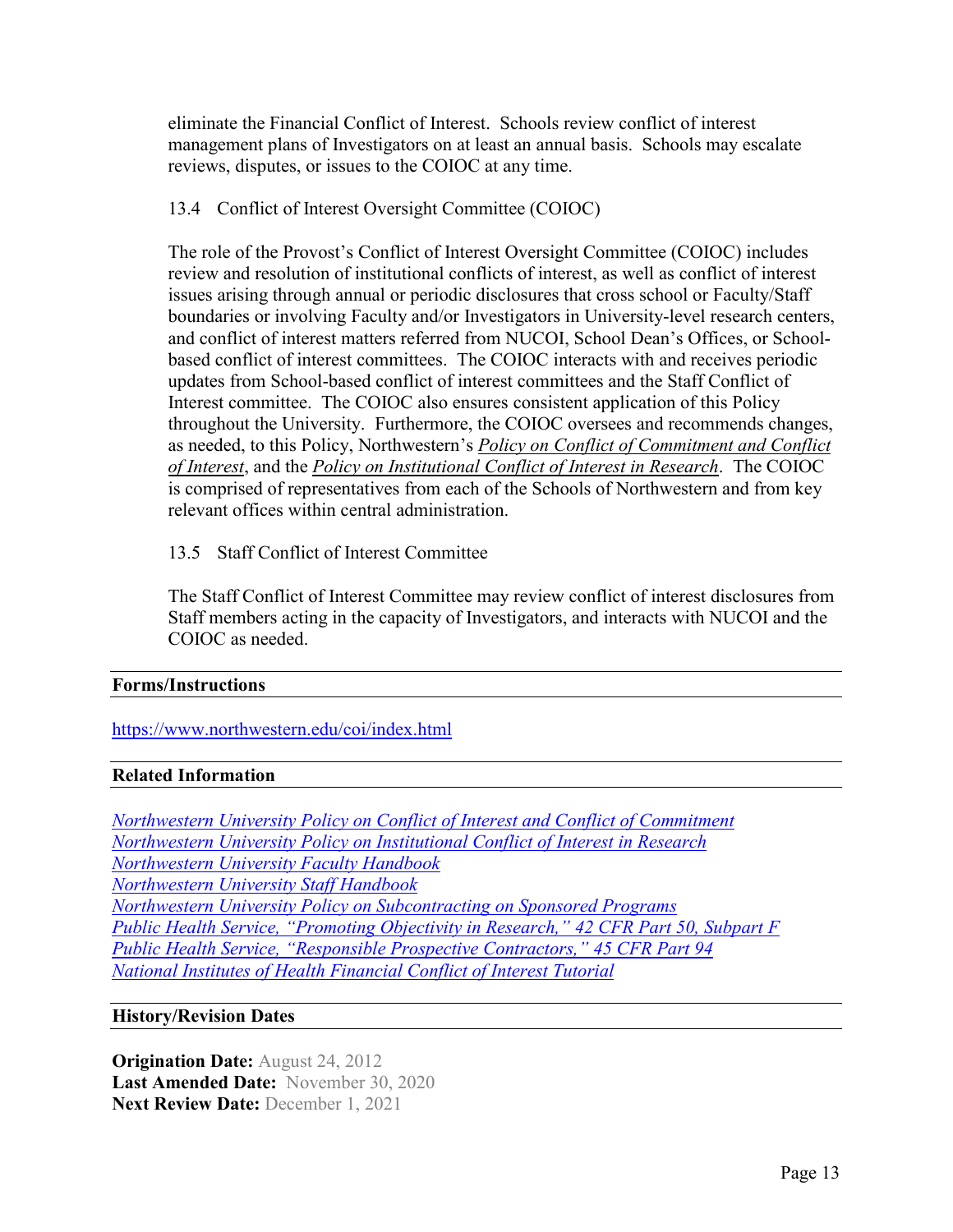eliminate the Financial Conflict of Interest. Schools review conflict of interest management plans of Investigators on at least an annual basis. Schools may escalate reviews, disputes, or issues to the COIOC at any time.

13.4 Conflict of Interest Oversight Committee (COIOC)

The role of the Provost's Conflict of Interest Oversight Committee (COIOC) includes review and resolution of institutional conflicts of interest, as well as conflict of interest issues arising through annual or periodic disclosures that cross school or Faculty/Staff boundaries or involving Faculty and/or Investigators in University-level research centers, and conflict of interest matters referred from NUCOI, School Dean's Offices, or School-based conflict of interest committees. The COIOC interacts with and receives periodic updates from School-based conflict of interest committees and the Staff Conflict of Interest committee. The COIOC also ensures consistent application of this Policy throughout the University. Furthermore, the COIOC oversees and recommends changes, as needed, to this Policy, Northwestern's *Policy on Conflict of Commitment and Conflict of Interest*, and the *Policy on Institutional Conflict of Interest in Research*. The COIOC is comprised of representatives from each of the Schools of Northwestern and from key relevant offices within central administration.

13.5 Staff Conflict of Interest Committee

The Staff Conflict of Interest Committee may review conflict of interest disclosures from Staff members acting in the capacity of Investigators, and interacts with NUCOI and the COIOC as needed.

## Forms/Instructions

https://www.northwestern.edu/coi/index.html

## Related Information

*Northwestern University Policy on Conflict of Interest and Conflict of Commitment*
*Northwestern University Policy on Institutional Conflict of Interest in Research*
*Northwestern University Faculty Handbook*
*Northwestern University Staff Handbook*
*Northwestern University Policy on Subcontracting on Sponsored Programs*
*Public Health Service, "Promoting Objectivity in Research," 42 CFR Part 50, Subpart F*
*Public Health Service, "Responsible Prospective Contractors," 45 CFR Part 94*
*National Institutes of Health Financial Conflict of Interest Tutorial*

## History/Revision Dates

**Origination Date:** August 24, 2012
**Last Amended Date:** November 30, 2020
**Next Review Date:** December 1, 2021